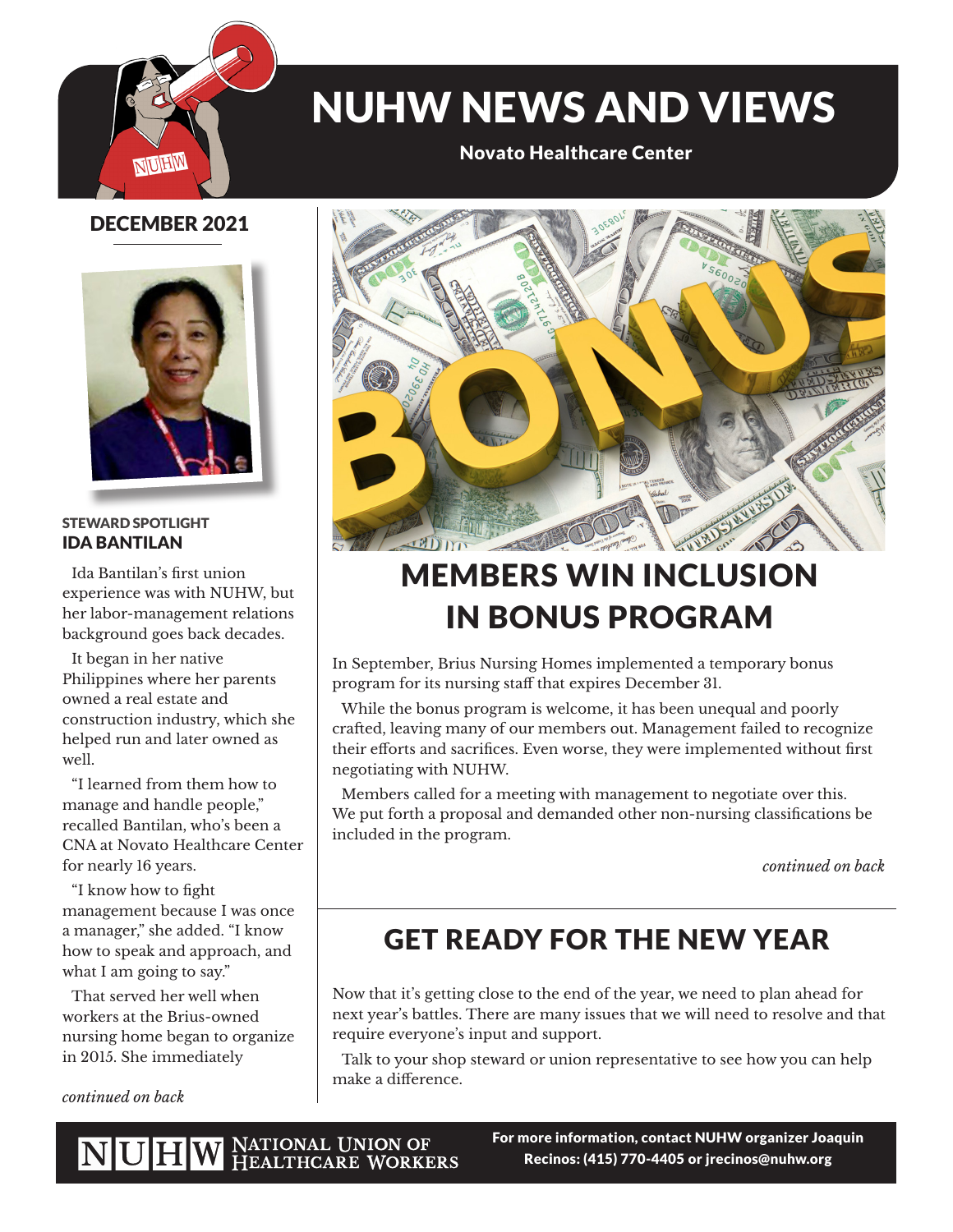# NUHW NEWS AND VIEWS

**Novato Healthcare Center**

DECEMBER 2021

## MEMBERS WIN INCLUSION IN BONUS PROGRAM

In September, Brius Nursing Homes implemented a temporary bonus program for its nursing staff that expires December 31.

While the bonus program is welcome, it has been unequal and poorly crafted, leaving many of our members out. Management failed to recognize their efforts and sacrifices. Even worse, they were implemented without first negotiating with NUHW.

Members called for a meeting with management to negotiate over this. We put forth a proposal and demanded other non-nursing classifications be included in the program.

*continued on back*

## GET READY FOR THE NEW YEAR

Now that it's getting close to the end of the year, we need to plan ahead for next year's battles. There are many issues that we will need to resolve and that require everyone's input and support.

Talk to your shop steward or union representative to see how you can help make a difference.

### STEWARD SPOTLIGHT
### IDA BANTILAN

Ida Bantilan's first union experience was with NUHW, but her labor-management relations background goes back decades.

It began in her native Philippines where her parents owned a real estate and construction industry, which she helped run and later owned as well.

"I learned from them how to manage and handle people," recalled Bantilan, who's been a CNA at Novato Healthcare Center for nearly 16 years.

"I know how to fight management because I was once a manager," she added. "I know how to speak and approach, and what I am going to say."

That served her well when workers at the Brius-owned nursing home began to organize in 2015. She immediately

*continued on back*

NUHW NATIONAL UNION OF HEALTHCARE WORKERS

**For more information, contact NUHW organizer Joaquin Recinos: (415) 770-4405 or jrecinos@nuhw.org**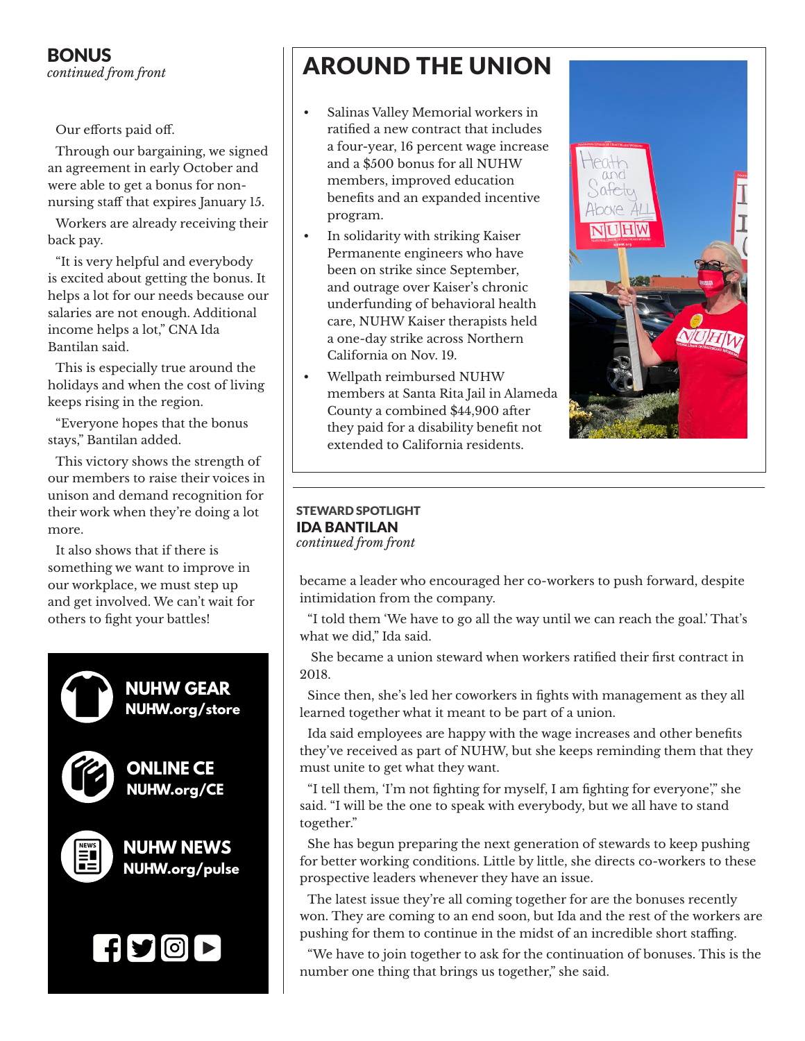## BONUS
*continued from front*

Our efforts paid off.

Through our bargaining, we signed an agreement in early October and were able to get a bonus for non-nursing staff that expires January 15.

Workers are already receiving their back pay.

"It is very helpful and everybody is excited about getting the bonus. It helps a lot for our needs because our salaries are not enough. Additional income helps a lot," CNA Ida Bantilan said.

This is especially true around the holidays and when the cost of living keeps rising in the region.

"Everyone hopes that the bonus stays," Bantilan added.

This victory shows the strength of our members to raise their voices in unison and demand recognition for their work when they're doing a lot more.

It also shows that if there is something we want to improve in our workplace, we must step up and get involved. We can't wait for others to fight your battles!

**NUHW GEAR**
**NUHW.org/store**

**ONLINE CE**
**NUHW.org/CE**

**NUHW NEWS**
**NUHW.org/pulse**

## AROUND THE UNION

- Salinas Valley Memorial workers in ratified a new contract that includes a four-year, 16 percent wage increase and a $500 bonus for all NUHW members, improved education benefits and an expanded incentive program.
- In solidarity with striking Kaiser Permanente engineers who have been on strike since September, and outrage over Kaiser's chronic underfunding of behavioral health care, NUHW Kaiser therapists held a one-day strike across Northern California on Nov. 19.
- Wellpath reimbursed NUHW members at Santa Rita Jail in Alameda County a combined $44,900 after they paid for a disability benefit not extended to California residents.

### STEWARD SPOTLIGHT
## IDA BANTILAN
*continued from front*

became a leader who encouraged her co-workers to push forward, despite intimidation from the company.

"I told them 'We have to go all the way until we can reach the goal.' That's what we did," Ida said.

She became a union steward when workers ratified their first contract in 2018.

Since then, she's led her coworkers in fights with management as they all learned together what it meant to be part of a union.

Ida said employees are happy with the wage increases and other benefits they've received as part of NUHW, but she keeps reminding them that they must unite to get what they want.

"I tell them, 'I'm not fighting for myself, I am fighting for everyone'," she said. "I will be the one to speak with everybody, but we all have to stand together."

She has begun preparing the next generation of stewards to keep pushing for better working conditions. Little by little, she directs co-workers to these prospective leaders whenever they have an issue.

The latest issue they're all coming together for are the bonuses recently won. They are coming to an end soon, but Ida and the rest of the workers are pushing for them to continue in the midst of an incredible short staffing.

"We have to join together to ask for the continuation of bonuses. This is the number one thing that brings us together," she said.